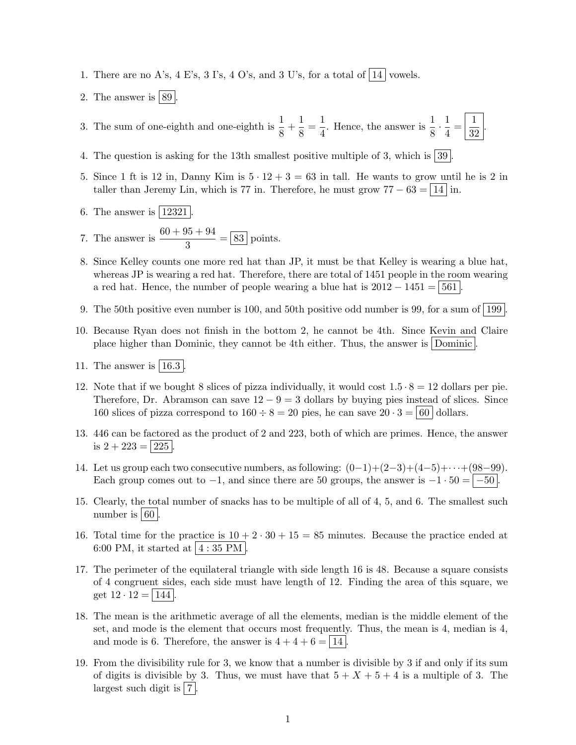1. There are no A's, 4 E's, 3 I's, 4 O's, and 3 U's, for a total of $\boxed{14}$ vowels.

2. The answer is $\boxed{89}$.

3. The sum of one-eighth and one-eighth is $\frac{1}{8} + \frac{1}{8} = \frac{1}{4}$. Hence, the answer is $\frac{1}{8} \cdot \frac{1}{4} = \boxed{\frac{1}{32}}$.

4. The question is asking for the 13th smallest positive multiple of 3, which is $\boxed{39}$.

5. Since 1 ft is 12 in, Danny Kim is $5 \cdot 12 + 3 = 63$ in tall. He wants to grow until he is 2 in taller than Jeremy Lin, which is 77 in. Therefore, he must grow $77 - 63 = \boxed{14}$ in.

6. The answer is $\boxed{12321}$.

7. The answer is $\frac{60 + 95 + 94}{3} = \boxed{83}$ points.

8. Since Kelley counts one more red hat than JP, it must be that Kelley is wearing a blue hat, whereas JP is wearing a red hat. Therefore, there are total of 1451 people in the room wearing a red hat. Hence, the number of people wearing a blue hat is $2012 - 1451 = \boxed{561}$.

9. The 50th positive even number is 100, and 50th positive odd number is 99, for a sum of $\boxed{199}$.

10. Because Ryan does not finish in the bottom 2, he cannot be 4th. Since Kevin and Claire place higher than Dominic, they cannot be 4th either. Thus, the answer is $\boxed{\text{Dominic}}$.

11. The answer is $\boxed{16.3}$.

12. Note that if we bought 8 slices of pizza individually, it would cost $1.5 \cdot 8 = 12$ dollars per pie. Therefore, Dr. Abramson can save $12 - 9 = 3$ dollars by buying pies instead of slices. Since 160 slices of pizza correspond to $160 \div 8 = 20$ pies, he can save $20 \cdot 3 = \boxed{60}$ dollars.

13. 446 can be factored as the product of 2 and 223, both of which are primes. Hence, the answer is $2 + 223 = \boxed{225}$.

14. Let us group each two consecutive numbers, as following: $(0-1)+(2-3)+(4-5)+\cdots+(98-99)$. Each group comes out to $-1$, and since there are 50 groups, the answer is $-1 \cdot 50 = \boxed{-50}$.

15. Clearly, the total number of snacks has to be multiple of all of 4, 5, and 6. The smallest such number is $\boxed{60}$.

16. Total time for the practice is $10 + 2 \cdot 30 + 15 = 85$ minutes. Because the practice ended at 6:00 PM, it started at $\boxed{4:35 \text{ PM}}$.

17. The perimeter of the equilateral triangle with side length 16 is 48. Because a square consists of 4 congruent sides, each side must have length of 12. Finding the area of this square, we get $12 \cdot 12 = \boxed{144}$.

18. The mean is the arithmetic average of all the elements, median is the middle element of the set, and mode is the element that occurs most frequently. Thus, the mean is 4, median is 4, and mode is 6. Therefore, the answer is $4 + 4 + 6 = \boxed{14}$.

19. From the divisibility rule for 3, we know that a number is divisible by 3 if and only if its sum of digits is divisible by 3. Thus, we must have that $5 + X + 5 + 4$ is a multiple of 3. The largest such digit is $\boxed{7}$.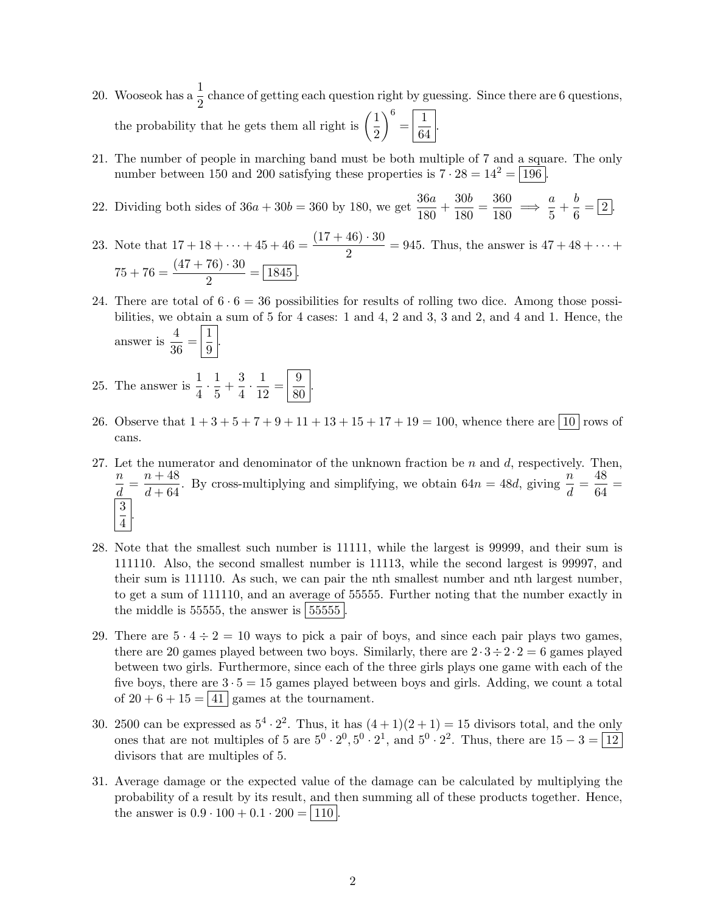20. Wooseok has a $\frac{1}{2}$ chance of getting each question right by guessing. Since there are 6 questions, the probability that he gets them all right is $\left(\frac{1}{2}\right)^6 = \boxed{\frac{1}{64}}$.

21. The number of people in marching band must be both multiple of 7 and a square. The only number between 150 and 200 satisfying these properties is $7 \cdot 28 = 14^2 = \boxed{196}$.

22. Dividing both sides of $36a + 30b = 360$ by 180, we get $\frac{36a}{180} + \frac{30b}{180} = \frac{360}{180} \implies \frac{a}{5} + \frac{b}{6} = \boxed{2}$.

23. Note that $17 + 18 + \cdots + 45 + 46 = \frac{(17+46)\cdot 30}{2} = 945$. Thus, the answer is $47 + 48 + \cdots + 75 + 76 = \frac{(47+76)\cdot 30}{2} = \boxed{1845}$.

24. There are total of $6 \cdot 6 = 36$ possibilities for results of rolling two dice. Among those possibilities, we obtain a sum of 5 for 4 cases: 1 and 4, 2 and 3, 3 and 2, and 4 and 1. Hence, the answer is $\frac{4}{36} = \boxed{\frac{1}{9}}$.

25. The answer is $\frac{1}{4} \cdot \frac{1}{5} + \frac{3}{4} \cdot \frac{1}{12} = \boxed{\frac{9}{80}}$.

26. Observe that $1 + 3 + 5 + 7 + 9 + 11 + 13 + 15 + 17 + 19 = 100$, whence there are $\boxed{10}$ rows of cans.

27. Let the numerator and denominator of the unknown fraction be $n$ and $d$, respectively. Then, $\frac{n}{d} = \frac{n+48}{d+64}$. By cross-multiplying and simplifying, we obtain $64n = 48d$, giving $\frac{n}{d} = \frac{48}{64} = \boxed{\frac{3}{4}}$.

28. Note that the smallest such number is 11111, while the largest is 99999, and their sum is 111110. Also, the second smallest number is 11113, while the second largest is 99997, and their sum is 111110. As such, we can pair the nth smallest number and nth largest number, to get a sum of 111110, and an average of 55555. Further noting that the number exactly in the middle is 55555, the answer is $\boxed{55555}$.

29. There are $5 \cdot 4 \div 2 = 10$ ways to pick a pair of boys, and since each pair plays two games, there are 20 games played between two boys. Similarly, there are $2 \cdot 3 \div 2 \cdot 2 = 6$ games played between two girls. Furthermore, since each of the three girls plays one game with each of the five boys, there are $3 \cdot 5 = 15$ games played between boys and girls. Adding, we count a total of $20 + 6 + 15 = \boxed{41}$ games at the tournament.

30. 2500 can be expressed as $5^4 \cdot 2^2$. Thus, it has $(4+1)(2+1) = 15$ divisors total, and the only ones that are not multiples of 5 are $5^0 \cdot 2^0, 5^0 \cdot 2^1$, and $5^0 \cdot 2^2$. Thus, there are $15 - 3 = \boxed{12}$ divisors that are multiples of 5.

31. Average damage or the expected value of the damage can be calculated by multiplying the probability of a result by its result, and then summing all of these products together. Hence, the answer is $0.9 \cdot 100 + 0.1 \cdot 200 = \boxed{110}$.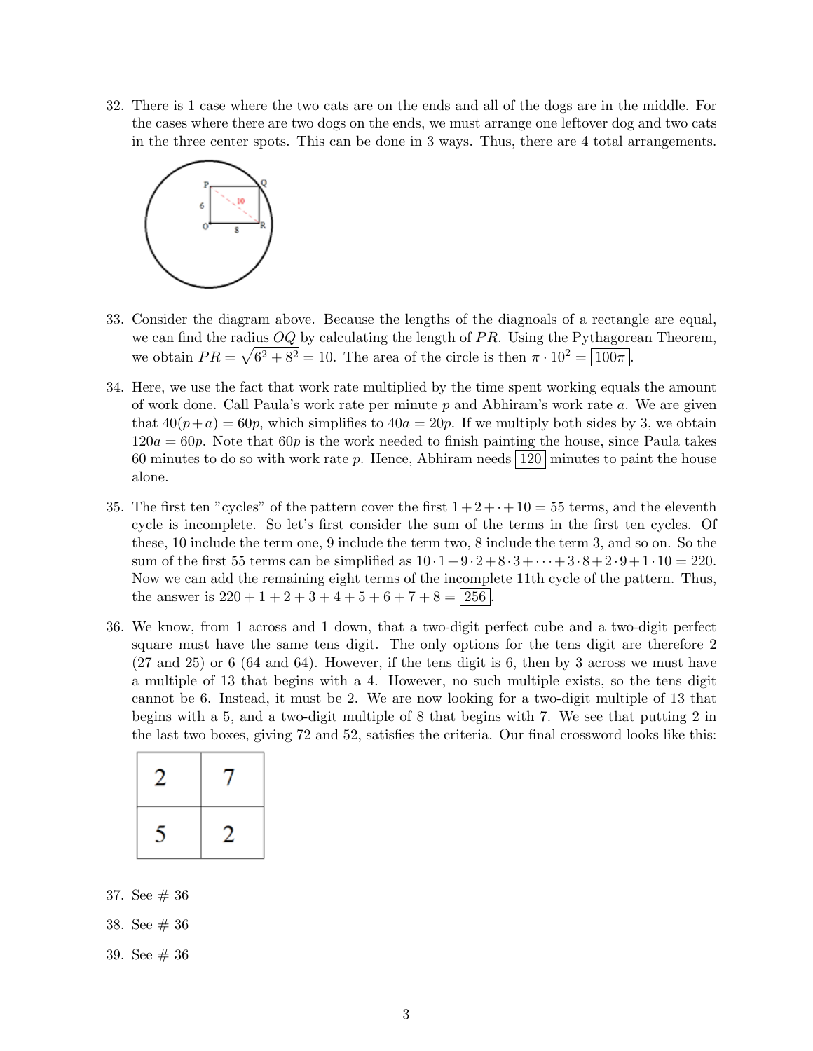32. There is 1 case where the two cats are on the ends and all of the dogs are in the middle. For the cases where there are two dogs on the ends, we must arrange one leftover dog and two cats in the three center spots. This can be done in 3 ways. Thus, there are 4 total arrangements.

33. Consider the diagram above. Because the lengths of the diagnoals of a rectangle are equal, we can find the radius $OQ$ by calculating the length of $PR$. Using the Pythagorean Theorem, we obtain $PR = \sqrt{6^2 + 8^2} = 10$. The area of the circle is then $\pi \cdot 10^2 = \boxed{100\pi}$.

34. Here, we use the fact that work rate multiplied by the time spent working equals the amount of work done. Call Paula's work rate per minute $p$ and Abhiram's work rate $a$. We are given that $40(p+a) = 60p$, which simplifies to $40a = 20p$. If we multiply both sides by 3, we obtain $120a = 60p$. Note that $60p$ is the work needed to finish painting the house, since Paula takes 60 minutes to do so with work rate $p$. Hence, Abhiram needs $\boxed{120}$ minutes to paint the house alone.

35. The first ten "cycles" of the pattern cover the first $1+2+\cdot+10 = 55$ terms, and the eleventh cycle is incomplete. So let's first consider the sum of the terms in the first ten cycles. Of these, 10 include the term one, 9 include the term two, 8 include the term 3, and so on. So the sum of the first 55 terms can be simplified as $10 \cdot 1 + 9 \cdot 2 + 8 \cdot 3 + \cdots + 3 \cdot 8 + 2 \cdot 9 + 1 \cdot 10 = 220$. Now we can add the remaining eight terms of the incomplete 11th cycle of the pattern. Thus, the answer is $220 + 1 + 2 + 3 + 4 + 5 + 6 + 7 + 8 = \boxed{256}$.

36. We know, from 1 across and 1 down, that a two-digit perfect cube and a two-digit perfect square must have the same tens digit. The only options for the tens digit are therefore 2 (27 and 25) or 6 (64 and 64). However, if the tens digit is 6, then by 3 across we must have a multiple of 13 that begins with a 4. However, no such multiple exists, so the tens digit cannot be 6. Instead, it must be 2. We are now looking for a two-digit multiple of 13 that begins with a 5, and a two-digit multiple of 8 that begins with 7. We see that putting 2 in the last two boxes, giving 72 and 52, satisfies the criteria. Our final crossword looks like this:

| | |
|---|---|
| 2 | 7 |
| 5 | 2 |

37. See # 36

38. See # 36

39. See # 36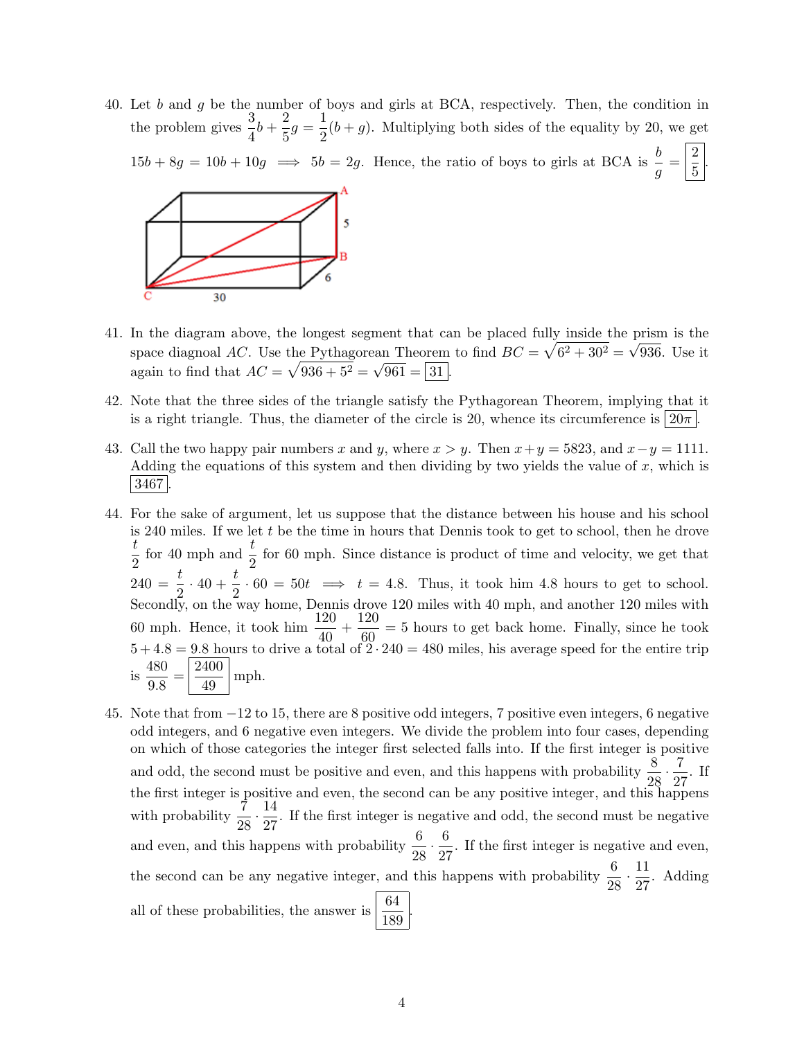40. Let $b$ and $g$ be the number of boys and girls at BCA, respectively. Then, the condition in the problem gives $\frac{3}{4}b + \frac{2}{5}g = \frac{1}{2}(b+g)$. Multiplying both sides of the equality by 20, we get $15b + 8g = 10b + 10g \implies 5b = 2g$. Hence, the ratio of boys to girls at BCA is $\frac{b}{g} = \boxed{\frac{2}{5}}$.

41. In the diagram above, the longest segment that can be placed fully inside the prism is the space diagonal $AC$. Use the Pythagorean Theorem to find $BC = \sqrt{6^2 + 30^2} = \sqrt{936}$. Use it again to find that $AC = \sqrt{936 + 5^2} = \sqrt{961} = \boxed{31}$.

42. Note that the three sides of the triangle satisfy the Pythagorean Theorem, implying that it is a right triangle. Thus, the diameter of the circle is 20, whence its circumference is $\boxed{20\pi}$.

43. Call the two happy pair numbers $x$ and $y$, where $x > y$. Then $x + y = 5823$, and $x - y = 1111$. Adding the equations of this system and then dividing by two yields the value of $x$, which is $\boxed{3467}$.

44. For the sake of argument, let us suppose that the distance between his house and his school is 240 miles. If we let $t$ be the time in hours that Dennis took to get to school, then he drove $\frac{t}{2}$ for 40 mph and $\frac{t}{2}$ for 60 mph. Since distance is product of time and velocity, we get that $240 = \frac{t}{2} \cdot 40 + \frac{t}{2} \cdot 60 = 50t \implies t = 4.8$. Thus, it took him 4.8 hours to get to school. Secondly, on the way home, Dennis drove 120 miles with 40 mph, and another 120 miles with 60 mph. Hence, it took him $\frac{120}{40} + \frac{120}{60} = 5$ hours to get back home. Finally, since he took $5 + 4.8 = 9.8$ hours to drive a total of $2 \cdot 240 = 480$ miles, his average speed for the entire trip is $\frac{480}{9.8} = \boxed{\frac{2400}{49}}$ mph.

45. Note that from $-12$ to 15, there are 8 positive odd integers, 7 positive even integers, 6 negative odd integers, and 6 negative even integers. We divide the problem into four cases, depending on which of those categories the integer first selected falls into. If the first integer is positive and odd, the second must be positive and even, and this happens with probability $\frac{8}{28} \cdot \frac{7}{27}$. If the first integer is positive and even, the second can be any positive integer, and this happens with probability $\frac{7}{28} \cdot \frac{14}{27}$. If the first integer is negative and odd, the second must be negative and even, and this happens with probability $\frac{6}{28} \cdot \frac{6}{27}$. If the first integer is negative and even, the second can be any negative integer, and this happens with probability $\frac{6}{28} \cdot \frac{11}{27}$. Adding all of these probabilities, the answer is $\boxed{\frac{64}{189}}$.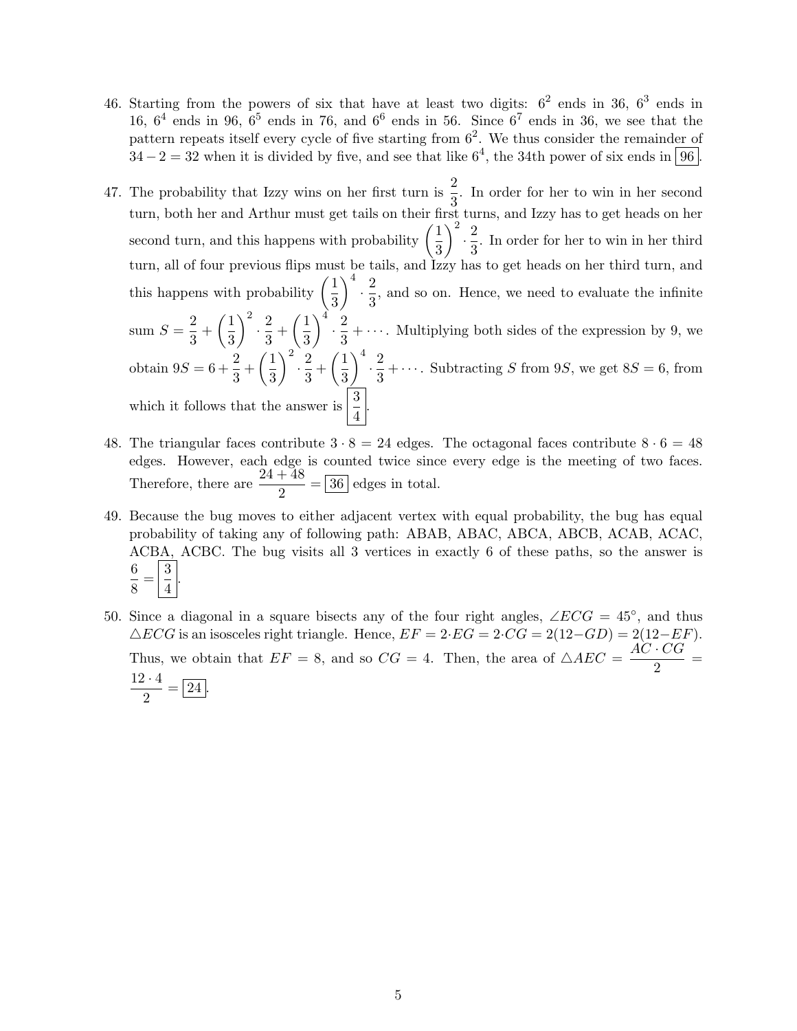46. Starting from the powers of six that have at least two digits: $6^2$ ends in 36, $6^3$ ends in 16, $6^4$ ends in 96, $6^5$ ends in 76, and $6^6$ ends in 56. Since $6^7$ ends in 36, we see that the pattern repeats itself every cycle of five starting from $6^2$. We thus consider the remainder of $34 - 2 = 32$ when it is divided by five, and see that like $6^4$, the 34th power of six ends in $\boxed{96}$.

47. The probability that Izzy wins on her first turn is $\frac{2}{3}$. In order for her to win in her second turn, both her and Arthur must get tails on their first turns, and Izzy has to get heads on her second turn, and this happens with probability $\left(\frac{1}{3}\right)^2 \cdot \frac{2}{3}$. In order for her to win in her third turn, all of four previous flips must be tails, and Izzy has to get heads on her third turn, and this happens with probability $\left(\frac{1}{3}\right)^4 \cdot \frac{2}{3}$, and so on. Hence, we need to evaluate the infinite sum $S = \frac{2}{3} + \left(\frac{1}{3}\right)^2 \cdot \frac{2}{3} + \left(\frac{1}{3}\right)^4 \cdot \frac{2}{3} + \cdots$. Multiplying both sides of the expression by 9, we obtain $9S = 6 + \frac{2}{3} + \left(\frac{1}{3}\right)^2 \cdot \frac{2}{3} + \left(\frac{1}{3}\right)^4 \cdot \frac{2}{3} + \cdots$. Subtracting $S$ from $9S$, we get $8S = 6$, from which it follows that the answer is $\boxed{\frac{3}{4}}$.

48. The triangular faces contribute $3 \cdot 8 = 24$ edges. The octagonal faces contribute $8 \cdot 6 = 48$ edges. However, each edge is counted twice since every edge is the meeting of two faces. Therefore, there are $\frac{24 + 48}{2} = \boxed{36}$ edges in total.

49. Because the bug moves to either adjacent vertex with equal probability, the bug has equal probability of taking any of following path: ABAB, ABAC, ABCA, ABCB, ACAB, ACAC, ACBA, ACBC. The bug visits all 3 vertices in exactly 6 of these paths, so the answer is $\frac{6}{8} = \boxed{\frac{3}{4}}$.

50. Since a diagonal in a square bisects any of the four right angles, $\angle ECG = 45^\circ$, and thus $\triangle ECG$ is an isosceles right triangle. Hence, $EF = 2 \cdot EG = 2 \cdot CG = 2(12 - GD) = 2(12 - EF)$. Thus, we obtain that $EF = 8$, and so $CG = 4$. Then, the area of $\triangle AEC = \frac{AC \cdot CG}{2} = \frac{12 \cdot 4}{2} = \boxed{24}$.